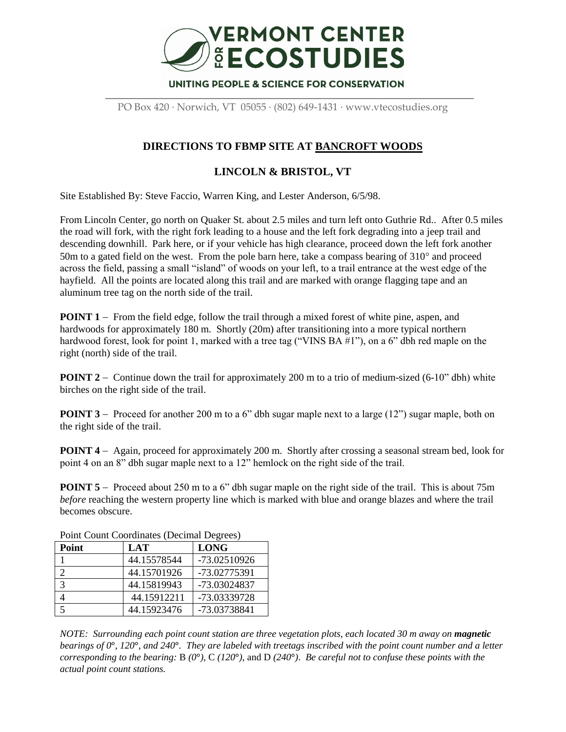**VERMONT CENTER FOR ECOSTUDIES**

UNITING PEOPLE & SCIENCE FOR CONSERVATION

PO Box 420 · Norwich, VT 05055 · (802) 649-1431 · www.vtecostudies.org

## DIRECTIONS TO FBMP SITE AT BANCROFT WOODS

## LINCOLN & BRISTOL, VT

Site Established By: Steve Faccio, Warren King, and Lester Anderson, 6/5/98.

From Lincoln Center, go north on Quaker St. about 2.5 miles and turn left onto Guthrie Rd.. After 0.5 miles the road will fork, with the right fork leading to a house and the left fork degrading into a jeep trail and descending downhill. Park here, or if your vehicle has high clearance, proceed down the left fork another 50m to a gated field on the west. From the pole barn here, take a compass bearing of 310° and proceed across the field, passing a small "island" of woods on your left, to a trail entrance at the west edge of the hayfield. All the points are located along this trail and are marked with orange flagging tape and an aluminum tree tag on the north side of the trail.

**POINT 1** – From the field edge, follow the trail through a mixed forest of white pine, aspen, and hardwoods for approximately 180 m. Shortly (20m) after transitioning into a more typical northern hardwood forest, look for point 1, marked with a tree tag ("VINS BA #1"), on a 6" dbh red maple on the right (north) side of the trail.

**POINT 2** – Continue down the trail for approximately 200 m to a trio of medium-sized (6-10" dbh) white birches on the right side of the trail.

**POINT 3** – Proceed for another 200 m to a 6" dbh sugar maple next to a large (12") sugar maple, both on the right side of the trail.

**POINT 4** – Again, proceed for approximately 200 m. Shortly after crossing a seasonal stream bed, look for point 4 on an 8" dbh sugar maple next to a 12" hemlock on the right side of the trail.

**POINT 5** – Proceed about 250 m to a 6" dbh sugar maple on the right side of the trail. This is about 75m *before* reaching the western property line which is marked with blue and orange blazes and where the trail becomes obscure.

Point Count Coordinates (Decimal Degrees)

| Point | LAT | LONG |
|---|---|---|
| 1 | 44.15578544 | -73.02510926 |
| 2 | 44.15701926 | -73.02775391 |
| 3 | 44.15819943 | -73.03024837 |
| 4 | 44.15912211 | -73.03339728 |
| 5 | 44.15923476 | -73.03738841 |

*NOTE: Surrounding each point count station are three vegetation plots, each located 30 m away on **magnetic** bearings of 0°, 120°, and 240°. They are labeled with treetags inscribed with the point count number and a letter corresponding to the bearing:* B *(0°),* C *(120°),* and D *(240°). Be careful not to confuse these points with the actual point count stations.*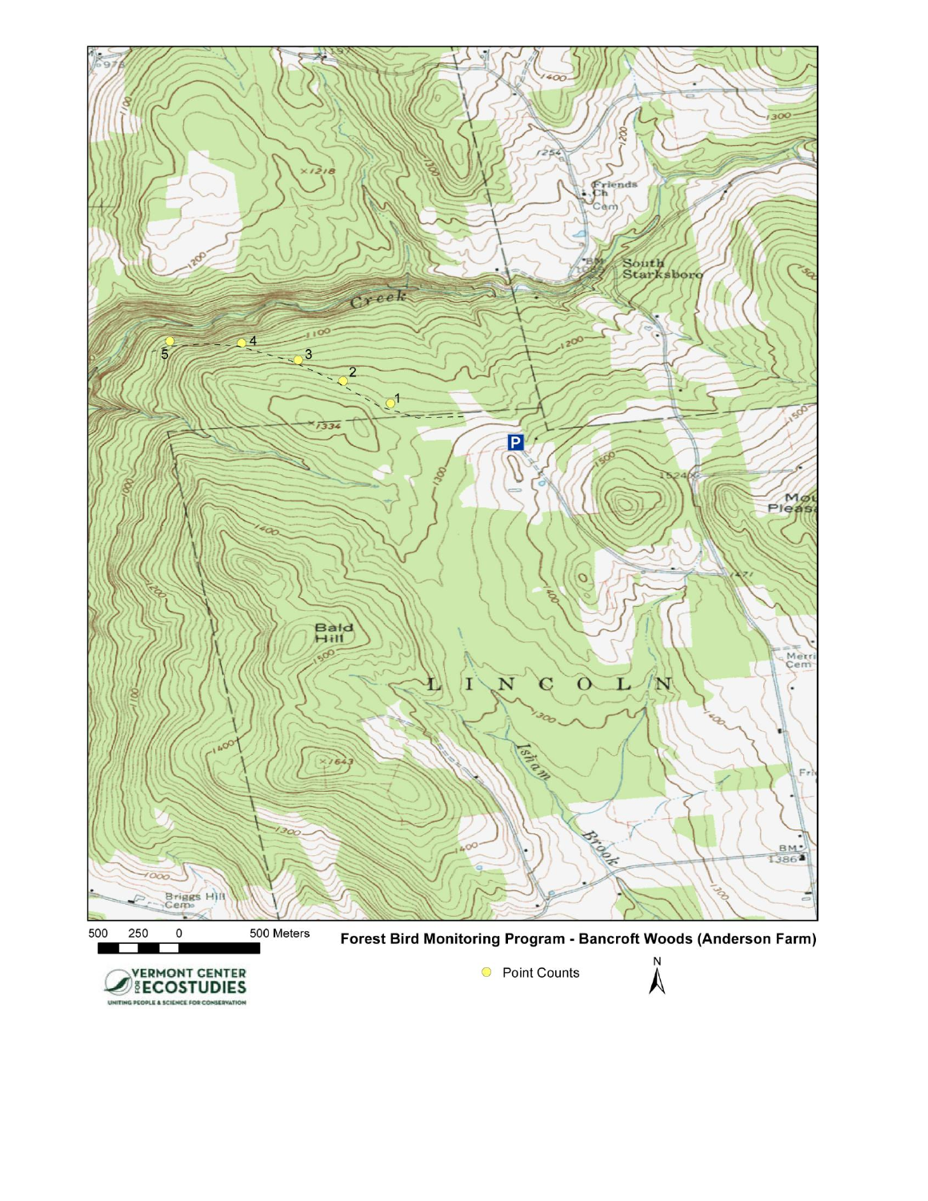Forest Bird Monitoring Program - Bancroft Woods (Anderson Farm)

500 250 0 500 Meters

Point Counts

N

VERMONT CENTER FOR ECOSTUDIES

UNITING PEOPLE & SCIENCE FOR CONSERVATION